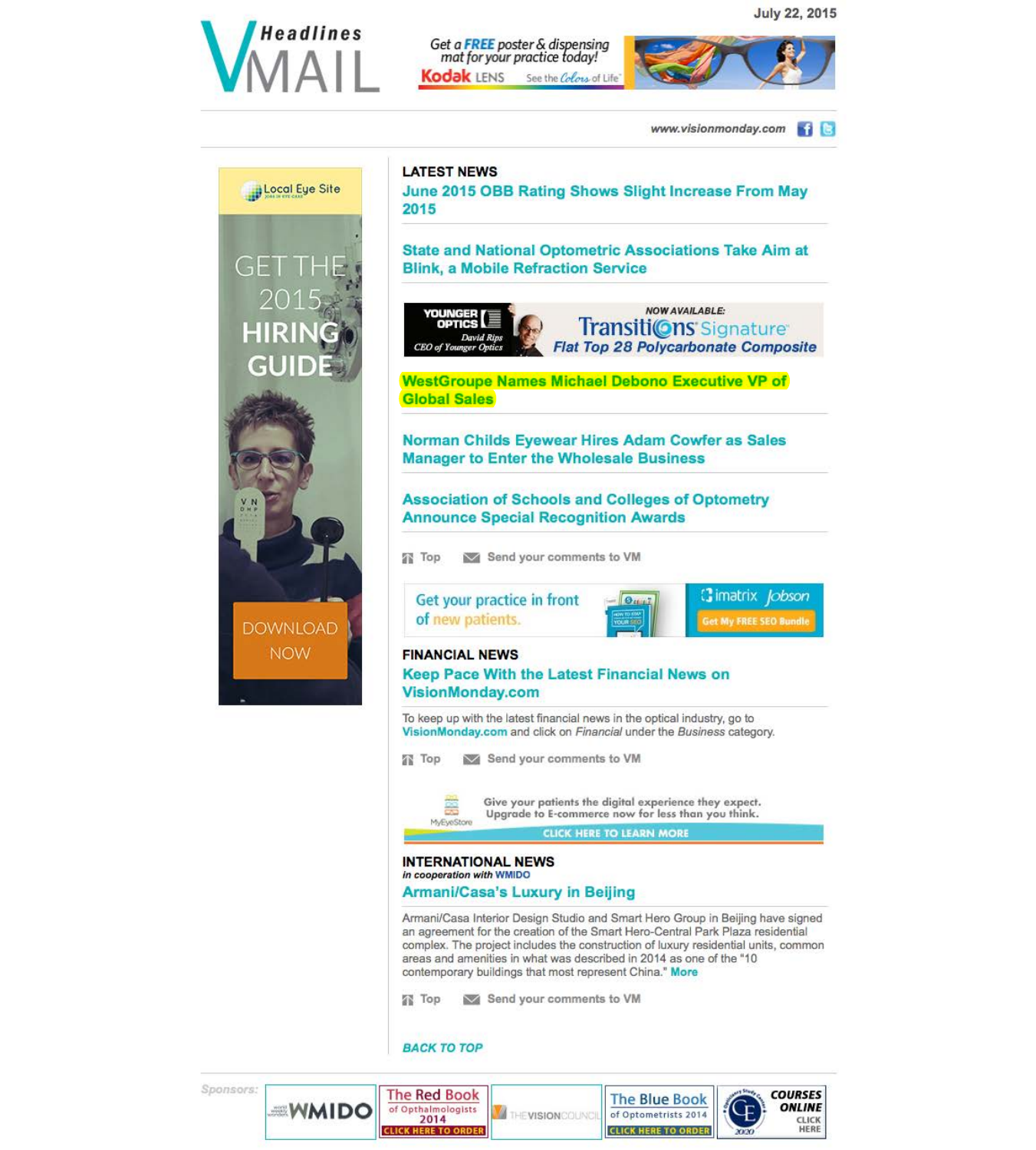July 22, 2015

# VMAIL Headlines

Get a FREE poster & dispensing mat for your practice today! Kodak LENS See the Colors of Life

www.visionmonday.com

Local Eye Site — GET THE 2015 HIRING GUIDE — DOWNLOAD NOW

## LATEST NEWS

### June 2015 OBB Rating Shows Slight Increase From May 2015

### State and National Optometric Associations Take Aim at Blink, a Mobile Refraction Service

YOUNGER OPTICS — David Rips, CEO of Younger Optics — NOW AVAILABLE: Transitions Signature Flat Top 28 Polycarbonate Composite

### WestGroupe Names Michael Debono Executive VP of Global Sales

### Norman Childs Eyewear Hires Adam Cowfer as Sales Manager to Enter the Wholesale Business

### Association of Schools and Colleges of Optometry Announce Special Recognition Awards

Top | Send your comments to VM

Get your practice in front of new patients. imatrix Jobson — Get My FREE SEO Bundle

## FINANCIAL NEWS

### Keep Pace With the Latest Financial News on VisionMonday.com

To keep up with the latest financial news in the optical industry, go to VisionMonday.com and click on *Financial* under the *Business* category.

Top | Send your comments to VM

MyEyeStore — Give your patients the digital experience they expect. Upgrade to E-commerce now for less than you think. CLICK HERE TO LEARN MORE

## INTERNATIONAL NEWS

*in cooperation with WMIDO*

### Armani/Casa's Luxury in Beijing

Armani/Casa Interior Design Studio and Smart Hero Group in Beijing have signed an agreement for the creation of the Smart Hero-Central Park Plaza residential complex. The project includes the construction of luxury residential units, common areas and amenities in what was described in 2014 as one of the "10 contemporary buildings that most represent China." More

Top | Send your comments to VM

BACK TO TOP

Sponsors: WMIDO | The Red Book of Opthalmologists 2014 CLICK HERE TO ORDER | THE VISION COUNCIL | The Blue Book of Optometrists 2014 CLICK HERE TO ORDER | COURSES ONLINE CLICK HERE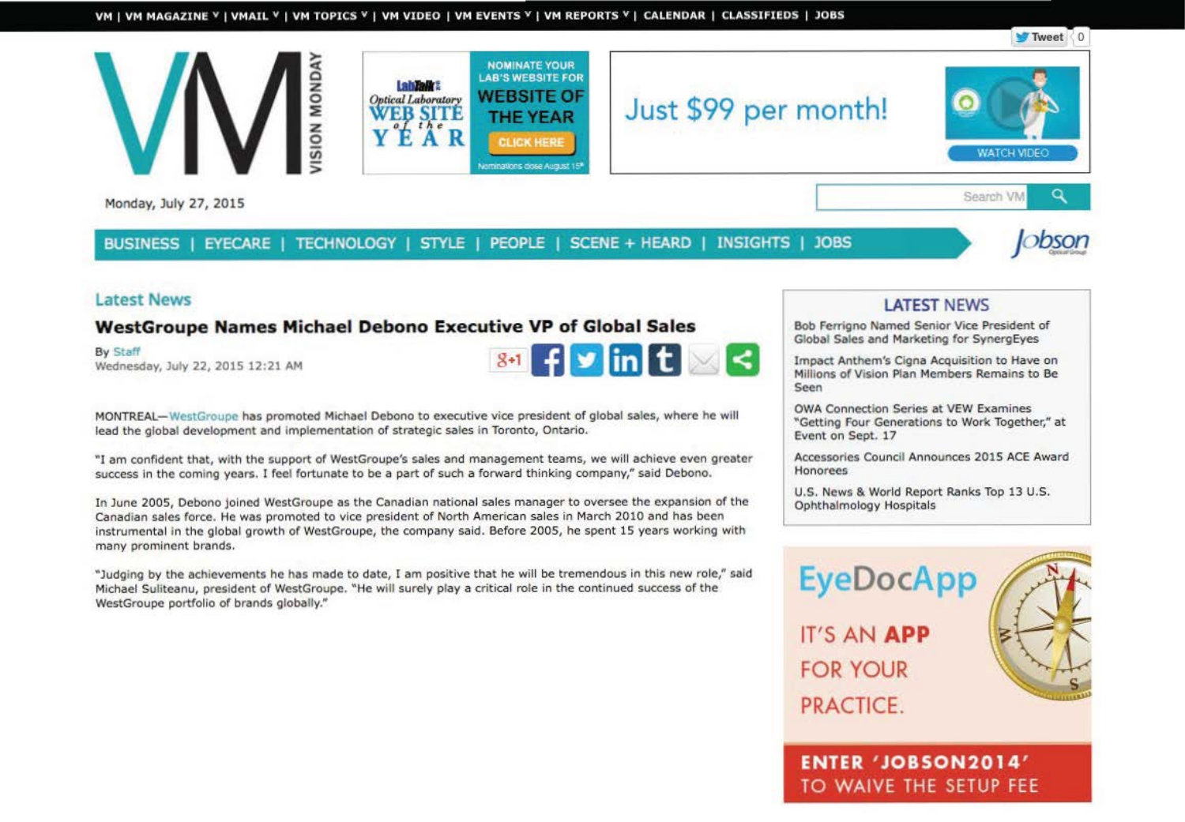VM | VM MAGAZINE | VMAIL | VM TOPICS | VM VIDEO | VM EVENTS | VM REPORTS | CALENDAR | CLASSIFIEDS | JOBS

VM VISION MONDAY

LabTalk Optical Laboratory WEB SITE of the YEAR — NOMINATE YOUR LAB'S WEBSITE FOR WEBSITE OF THE YEAR — CLICK HERE — Nominations close August 15th

Just $99 per month! WATCH VIDEO

Monday, July 27, 2015

BUSINESS | EYECARE | TECHNOLOGY | STYLE | PEOPLE | SCENE + HEARD | INSIGHTS | JOBS

Jobson

## Latest News

### WestGroupe Names Michael Debono Executive VP of Global Sales

By Staff
Wednesday, July 22, 2015 12:21 AM

MONTREAL—WestGroupe has promoted Michael Debono to executive vice president of global sales, where he will lead the global development and implementation of strategic sales in Toronto, Ontario.

"I am confident that, with the support of WestGroupe's sales and management teams, we will achieve even greater success in the coming years. I feel fortunate to be a part of such a forward thinking company," said Debono.

In June 2005, Debono joined WestGroupe as the Canadian national sales manager to oversee the expansion of the Canadian sales force. He was promoted to vice president of North American sales in March 2010 and has been instrumental in the global growth of WestGroupe, the company said. Before 2005, he spent 15 years working with many prominent brands.

"Judging by the achievements he has made to date, I am positive that he will be tremendous in this new role," said Michael Suliteanu, president of WestGroupe. "He will surely play a critical role in the continued success of the WestGroupe portfolio of brands globally."

## LATEST NEWS

- Bob Ferrigno Named Senior Vice President of Global Sales and Marketing for SynergEyes
- Impact Anthem's Cigna Acquisition to Have on Millions of Vision Plan Members Remains to Be Seen
- OWA Connection Series at VEW Examines "Getting Four Generations to Work Together," at Event on Sept. 17
- Accessories Council Announces 2015 ACE Award Honorees
- U.S. News & World Report Ranks Top 13 U.S. Ophthalmology Hospitals

EyeDocApp

IT'S AN APP FOR YOUR PRACTICE.

ENTER 'JOBSON2014' TO WAIVE THE SETUP FEE